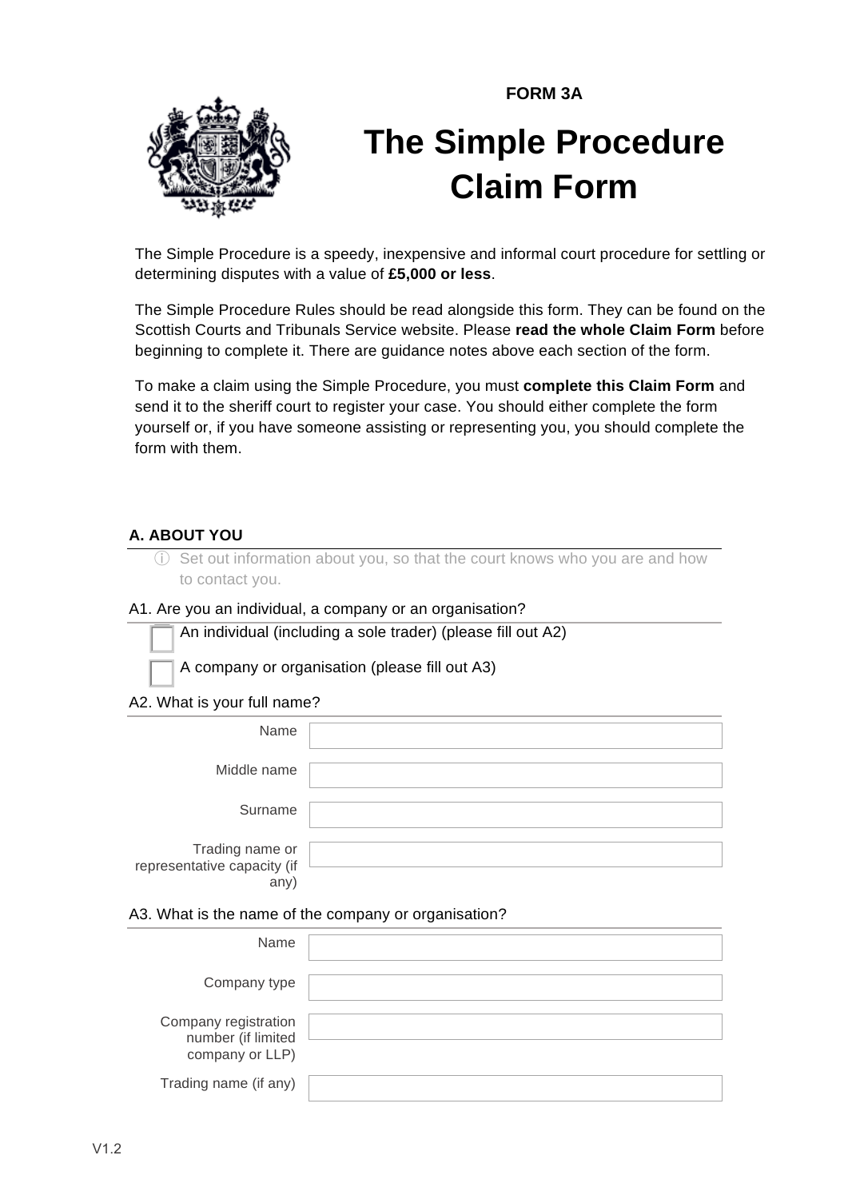FORM 3A

# The Simple Procedure Claim Form

The Simple Procedure is a speedy, inexpensive and informal court procedure for settling or determining disputes with a value of **£5,000 or less**.

The Simple Procedure Rules should be read alongside this form. They can be found on the Scottish Courts and Tribunals Service website. Please **read the whole Claim Form** before beginning to complete it. There are guidance notes above each section of the form.

To make a claim using the Simple Procedure, you must **complete this Claim Form** and send it to the sheriff court to register your case. You should either complete the form yourself or, if you have someone assisting or representing you, you should complete the form with them.

## A. ABOUT YOU

ⓘ Set out information about you, so that the court knows who you are and how to contact you.

A1. Are you an individual, a company or an organisation?

- ☐ An individual (including a sole trader) (please fill out A2)
- ☐ A company or organisation (please fill out A3)

A2. What is your full name?

| | |
|---|---|
| Name | |
| Middle name | |
| Surname | |
| Trading name or representative capacity (if any) | |

A3. What is the name of the company or organisation?

| | |
|---|---|
| Name | |
| Company type | |
| Company registration number (if limited company or LLP) | |
| Trading name (if any) | |

V1.2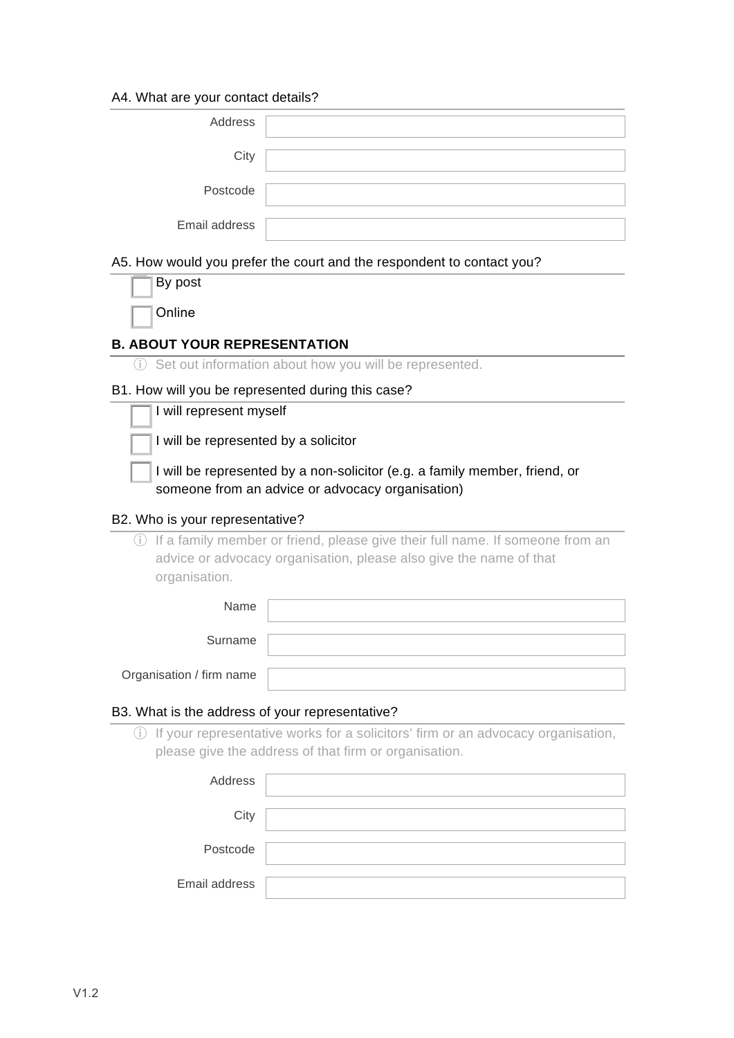A4. What are your contact details?

| | |
|---|---|
| Address | |
| City | |
| Postcode | |
| Email address | |

A5. How would you prefer the court and the respondent to contact you?

- [ ] By post
- [ ] Online

## B. ABOUT YOUR REPRESENTATION

ⓘ Set out information about how you will be represented.

B1. How will you be represented during this case?

- [ ] I will represent myself
- [ ] I will be represented by a solicitor
- [ ] I will be represented by a non-solicitor (e.g. a family member, friend, or someone from an advice or advocacy organisation)

B2. Who is your representative?

ⓘ If a family member or friend, please give their full name. If someone from an advice or advocacy organisation, please also give the name of that organisation.

| | |
|---|---|
| Name | |
| Surname | |
| Organisation / firm name | |

B3. What is the address of your representative?

ⓘ If your representative works for a solicitors' firm or an advocacy organisation, please give the address of that firm or organisation.

| | |
|---|---|
| Address | |
| City | |
| Postcode | |
| Email address | |

V1.2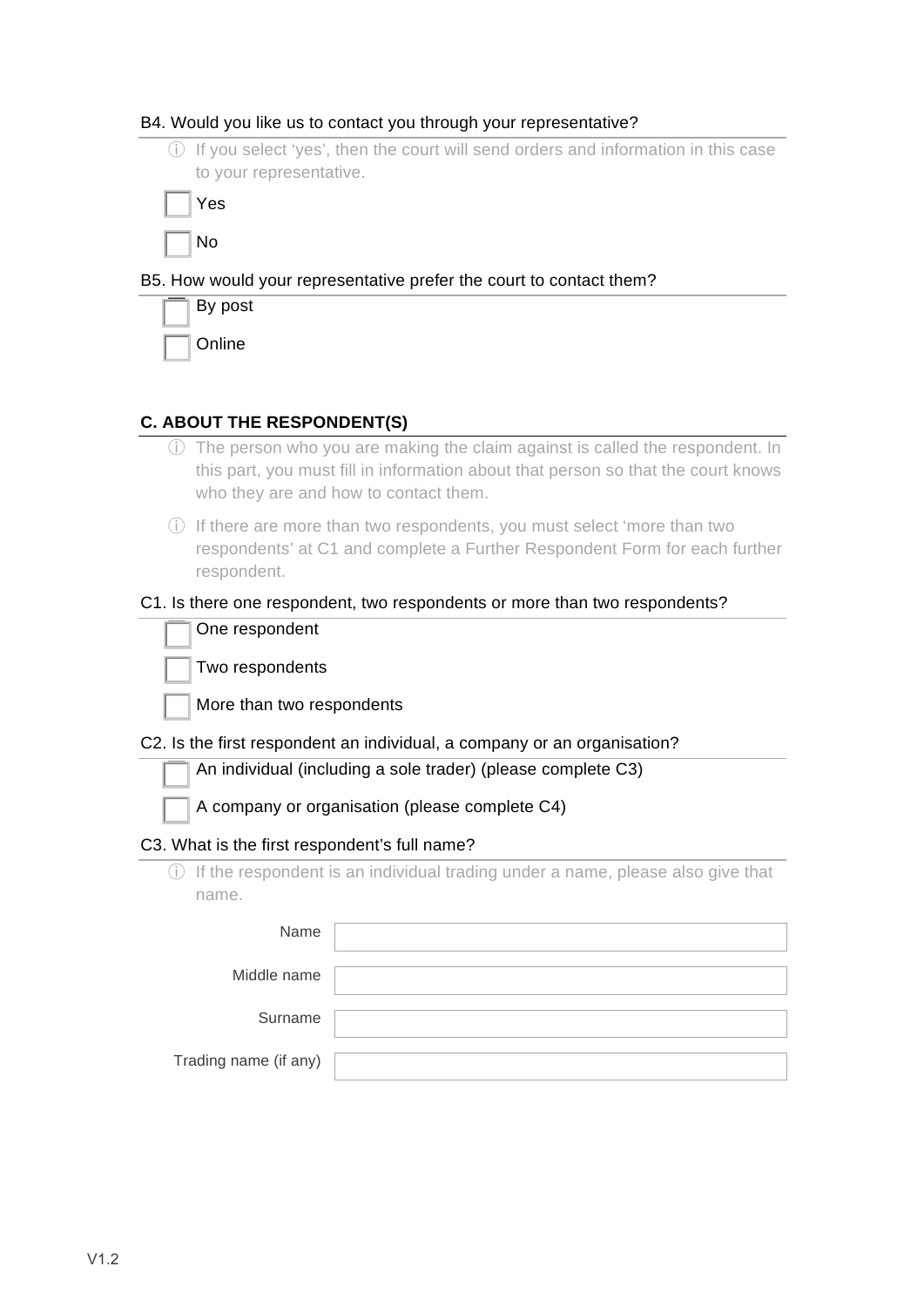B4. Would you like us to contact you through your representative?

ⓘ If you select 'yes', then the court will send orders and information in this case to your representative.

- [ ] Yes
- [ ] No

B5. How would your representative prefer the court to contact them?

- [ ] By post
- [ ] Online

## C. ABOUT THE RESPONDENT(S)

ⓘ The person who you are making the claim against is called the respondent. In this part, you must fill in information about that person so that the court knows who they are and how to contact them.

ⓘ If there are more than two respondents, you must select 'more than two respondents' at C1 and complete a Further Respondent Form for each further respondent.

C1. Is there one respondent, two respondents or more than two respondents?

- [ ] One respondent
- [ ] Two respondents
- [ ] More than two respondents

C2. Is the first respondent an individual, a company or an organisation?

- [ ] An individual (including a sole trader) (please complete C3)
- [ ] A company or organisation (please complete C4)

C3. What is the first respondent's full name?

ⓘ If the respondent is an individual trading under a name, please also give that name.

| | |
|---|---|
| Name | |
| Middle name | |
| Surname | |
| Trading name (if any) | |

V1.2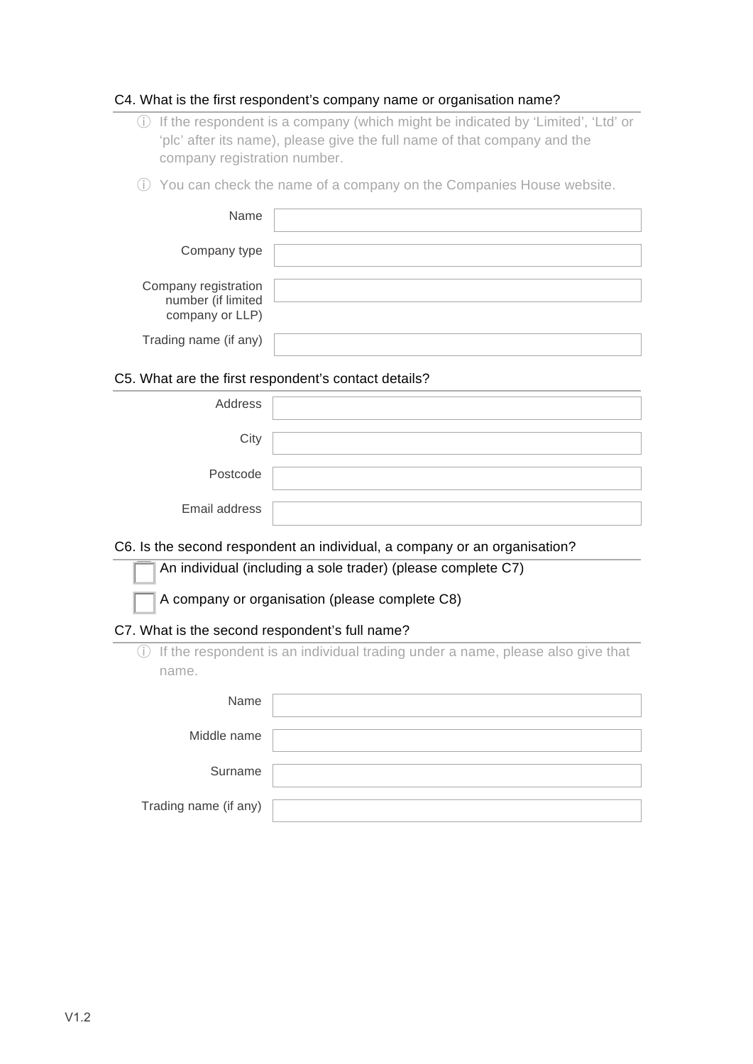### C4. What is the first respondent's company name or organisation name?

ⓘ If the respondent is a company (which might be indicated by 'Limited', 'Ltd' or 'plc' after its name), please give the full name of that company and the company registration number.

ⓘ You can check the name of a company on the Companies House website.

| | |
|---|---|
| Name | |
| Company type | |
| Company registration number (if limited company or LLP) | |
| Trading name (if any) | |

### C5. What are the first respondent's contact details?

| | |
|---|---|
| Address | |
| City | |
| Postcode | |
| Email address | |

### C6. Is the second respondent an individual, a company or an organisation?

- ☐ An individual (including a sole trader) (please complete C7)
- ☐ A company or organisation (please complete C8)

### C7. What is the second respondent's full name?

ⓘ If the respondent is an individual trading under a name, please also give that name.

| | |
|---|---|
| Name | |
| Middle name | |
| Surname | |
| Trading name (if any) | |

V1.2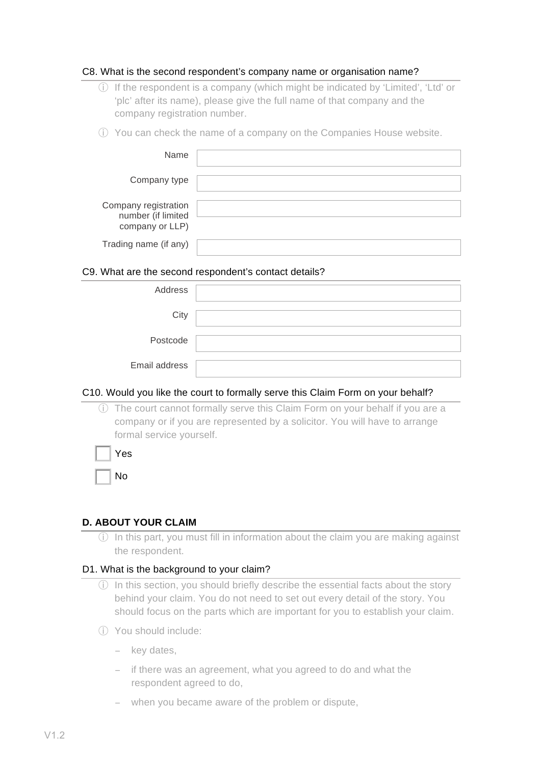### C8. What is the second respondent's company name or organisation name?

ⓘ If the respondent is a company (which might be indicated by 'Limited', 'Ltd' or 'plc' after its name), please give the full name of that company and the company registration number.

ⓘ You can check the name of a company on the Companies House website.

| | |
|---|---|
| Name | |
| Company type | |
| Company registration number (if limited company or LLP) | |
| Trading name (if any) | |

### C9. What are the second respondent's contact details?

| | |
|---|---|
| Address | |
| City | |
| Postcode | |
| Email address | |

### C10. Would you like the court to formally serve this Claim Form on your behalf?

ⓘ The court cannot formally serve this Claim Form on your behalf if you are a company or if you are represented by a solicitor. You will have to arrange formal service yourself.

- [ ] Yes
- [ ] No

## D. ABOUT YOUR CLAIM

ⓘ In this part, you must fill in information about the claim you are making against the respondent.

### D1. What is the background to your claim?

ⓘ In this section, you should briefly describe the essential facts about the story behind your claim. You do not need to set out every detail of the story. You should focus on the parts which are important for you to establish your claim.

ⓘ You should include:

- key dates,
- if there was an agreement, what you agreed to do and what the respondent agreed to do,
- when you became aware of the problem or dispute,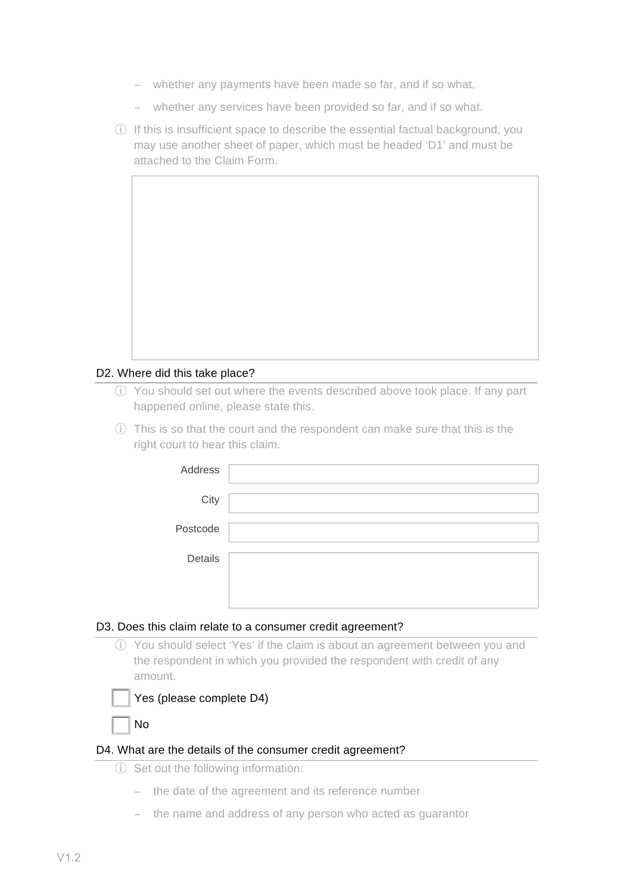- whether any payments have been made so far, and if so what,
- whether any services have been provided so far, and if so what.

ⓘ If this is insufficient space to describe the essential factual background, you may use another sheet of paper, which must be headed 'D1' and must be attached to the Claim Form.

| |
|---|
| |

## D2. Where did this take place?

ⓘ You should set out where the events described above took place. If any part happened online, please state this.

ⓘ This is so that the court and the respondent can make sure that this is the right court to hear this claim.

| | |
|---|---|
| Address | |
| City | |
| Postcode | |
| Details | |

## D3. Does this claim relate to a consumer credit agreement?

ⓘ You should select 'Yes' if the claim is about an agreement between you and the respondent in which you provided the respondent with credit of any amount.

☐ Yes (please complete D4)

☐ No

## D4. What are the details of the consumer credit agreement?

ⓘ Set out the following information:

- the date of the agreement and its reference number
- the name and address of any person who acted as guarantor

V1.2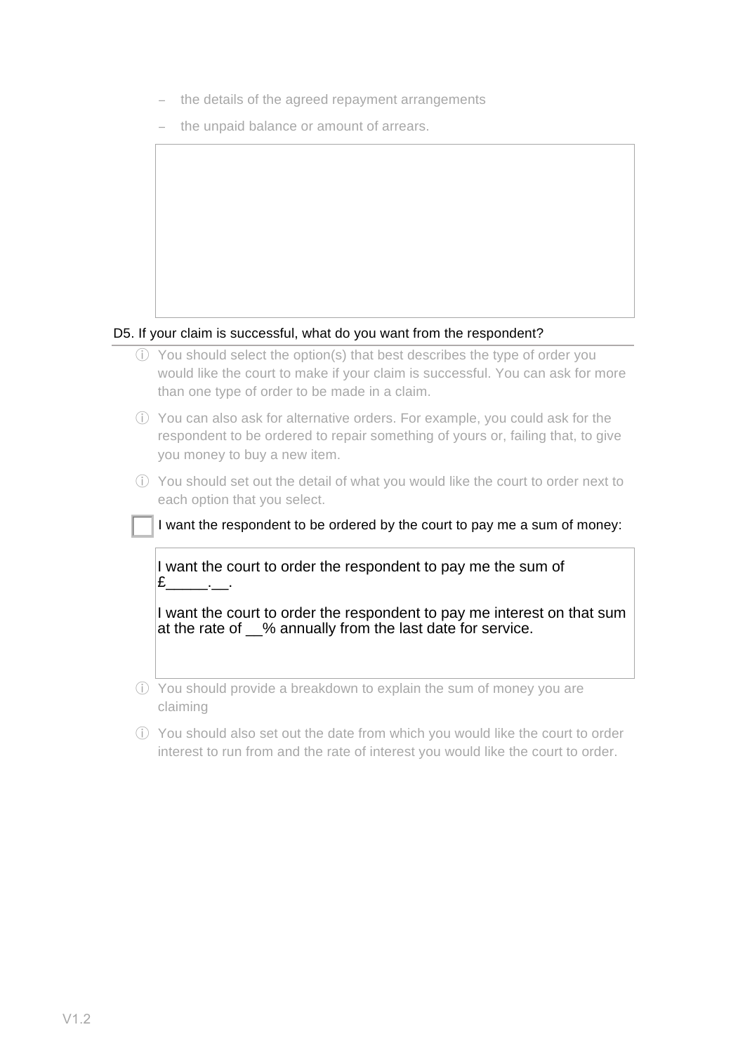- the details of the agreed repayment arrangements
- the unpaid balance or amount of arrears.

D5. If your claim is successful, what do you want from the respondent?

ⓘ You should select the option(s) that best describes the type of order you would like the court to make if your claim is successful. You can ask for more than one type of order to be made in a claim.

ⓘ You can also ask for alternative orders. For example, you could ask for the respondent to be ordered to repair something of yours or, failing that, to give you money to buy a new item.

ⓘ You should set out the detail of what you would like the court to order next to each option that you select.

☐ I want the respondent to be ordered by the court to pay me a sum of money:

I want the court to order the respondent to pay me the sum of £_____.__.

I want the court to order the respondent to pay me interest on that sum at the rate of __% annually from the last date for service.

ⓘ You should provide a breakdown to explain the sum of money you are claiming

ⓘ You should also set out the date from which you would like the court to order interest to run from and the rate of interest you would like the court to order.

V1.2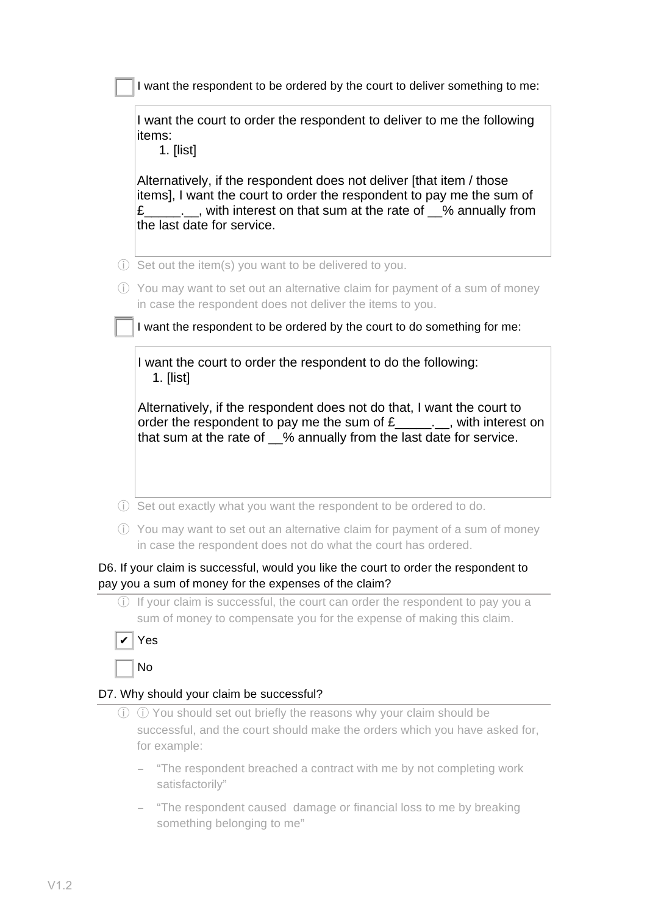☐ I want the respondent to be ordered by the court to deliver something to me:

> I want the court to order the respondent to deliver to me the following items:
>
> 1. [list]
>
> Alternatively, if the respondent does not deliver [that item / those items], I want the court to order the respondent to pay me the sum of £_____.__, with interest on that sum at the rate of __% annually from the last date for service.

ⓘ Set out the item(s) you want to be delivered to you.

ⓘ You may want to set out an alternative claim for payment of a sum of money in case the respondent does not deliver the items to you.

☐ I want the respondent to be ordered by the court to do something for me:

> I want the court to order the respondent to do the following:
>
> 1. [list]
>
> Alternatively, if the respondent does not do that, I want the court to order the respondent to pay me the sum of £_____.__, with interest on that sum at the rate of __% annually from the last date for service.

ⓘ Set out exactly what you want the respondent to be ordered to do.

ⓘ You may want to set out an alternative claim for payment of a sum of money in case the respondent does not do what the court has ordered.

D6. If your claim is successful, would you like the court to order the respondent to pay you a sum of money for the expenses of the claim?

ⓘ If your claim is successful, the court can order the respondent to pay you a sum of money to compensate you for the expense of making this claim.

☑ Yes

☐ No

D7. Why should your claim be successful?

ⓘ ⓘ You should set out briefly the reasons why your claim should be successful, and the court should make the orders which you have asked for, for example:

- "The respondent breached a contract with me by not completing work satisfactorily"
- "The respondent caused damage or financial loss to me by breaking something belonging to me"

V1.2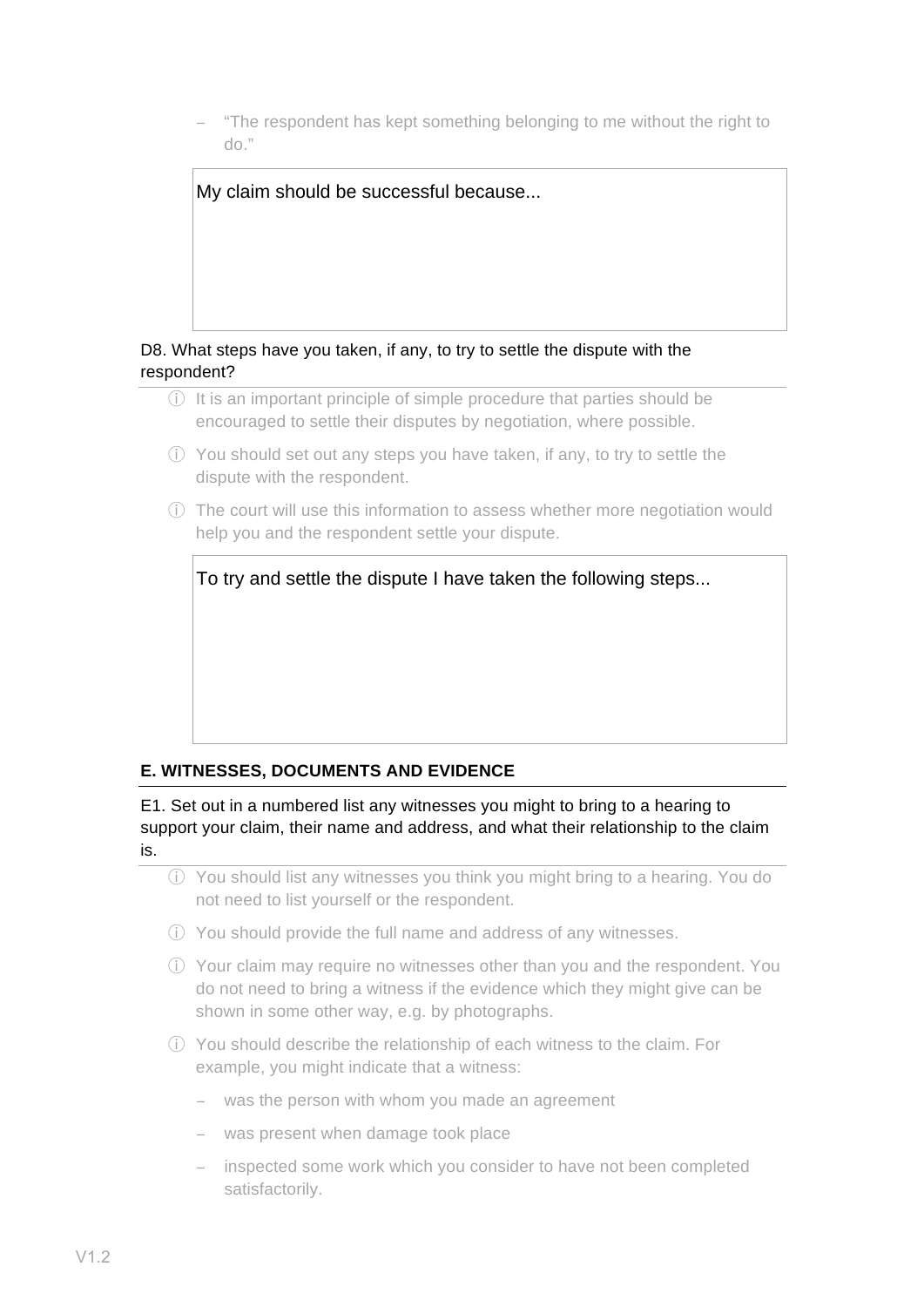- “The respondent has kept something belonging to me without the right to do.”

My claim should be successful because...

D8. What steps have you taken, if any, to try to settle the dispute with the respondent?

ⓘ It is an important principle of simple procedure that parties should be encouraged to settle their disputes by negotiation, where possible.

ⓘ You should set out any steps you have taken, if any, to try to settle the dispute with the respondent.

ⓘ The court will use this information to assess whether more negotiation would help you and the respondent settle your dispute.

To try and settle the dispute I have taken the following steps...

## E. WITNESSES, DOCUMENTS AND EVIDENCE

E1. Set out in a numbered list any witnesses you might to bring to a hearing to support your claim, their name and address, and what their relationship to the claim is.

ⓘ You should list any witnesses you think you might bring to a hearing. You do not need to list yourself or the respondent.

ⓘ You should provide the full name and address of any witnesses.

ⓘ Your claim may require no witnesses other than you and the respondent. You do not need to bring a witness if the evidence which they might give can be shown in some other way, e.g. by photographs.

ⓘ You should describe the relationship of each witness to the claim. For example, you might indicate that a witness:

- was the person with whom you made an agreement
- was present when damage took place
- inspected some work which you consider to have not been completed satisfactorily.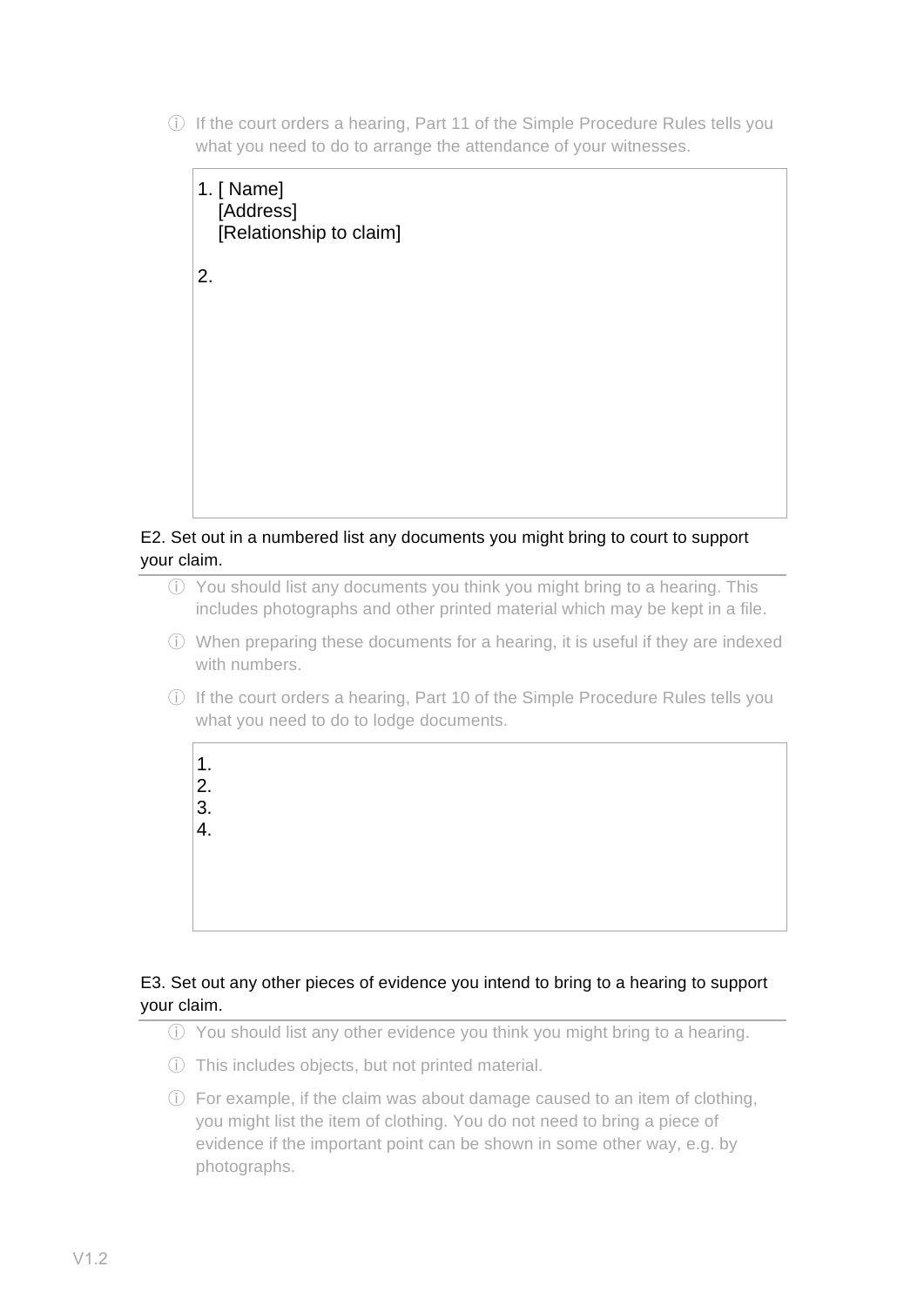ⓘ If the court orders a hearing, Part 11 of the Simple Procedure Rules tells you what you need to do to arrange the attendance of your witnesses.

1. [ Name]
   [Address]
   [Relationship to claim]

2.

E2. Set out in a numbered list any documents you might bring to court to support your claim.

ⓘ You should list any documents you think you might bring to a hearing. This includes photographs and other printed material which may be kept in a file.

ⓘ When preparing these documents for a hearing, it is useful if they are indexed with numbers.

ⓘ If the court orders a hearing, Part 10 of the Simple Procedure Rules tells you what you need to do to lodge documents.

1.
2.
3.
4.

E3. Set out any other pieces of evidence you intend to bring to a hearing to support your claim.

ⓘ You should list any other evidence you think you might bring to a hearing.

ⓘ This includes objects, but not printed material.

ⓘ For example, if the claim was about damage caused to an item of clothing, you might list the item of clothing. You do not need to bring a piece of evidence if the important point can be shown in some other way, e.g. by photographs.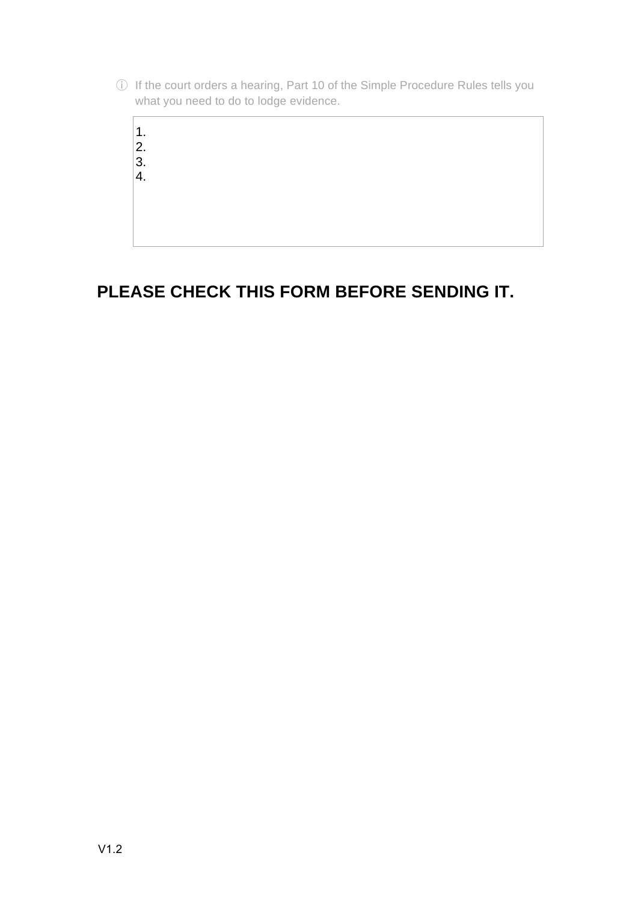ⓘ If the court orders a hearing, Part 10 of the Simple Procedure Rules tells you what you need to do to lodge evidence.

| |
|---|
| 1.<br>2.<br>3.<br>4. |

**PLEASE CHECK THIS FORM BEFORE SENDING IT.**

V1.2